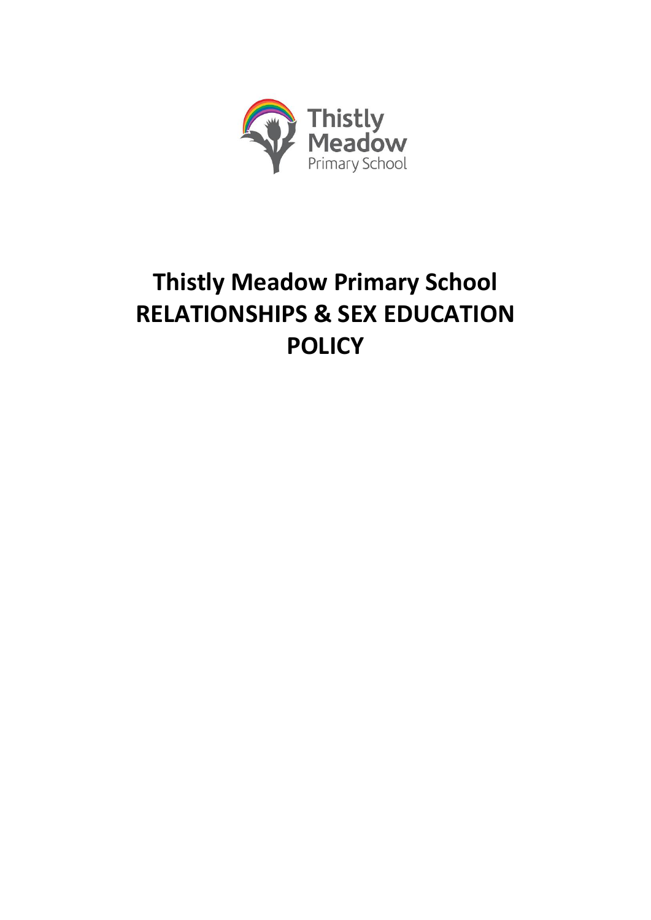Thistly Meadow
Primary School

# Thistly Meadow Primary School RELATIONSHIPS & SEX EDUCATION POLICY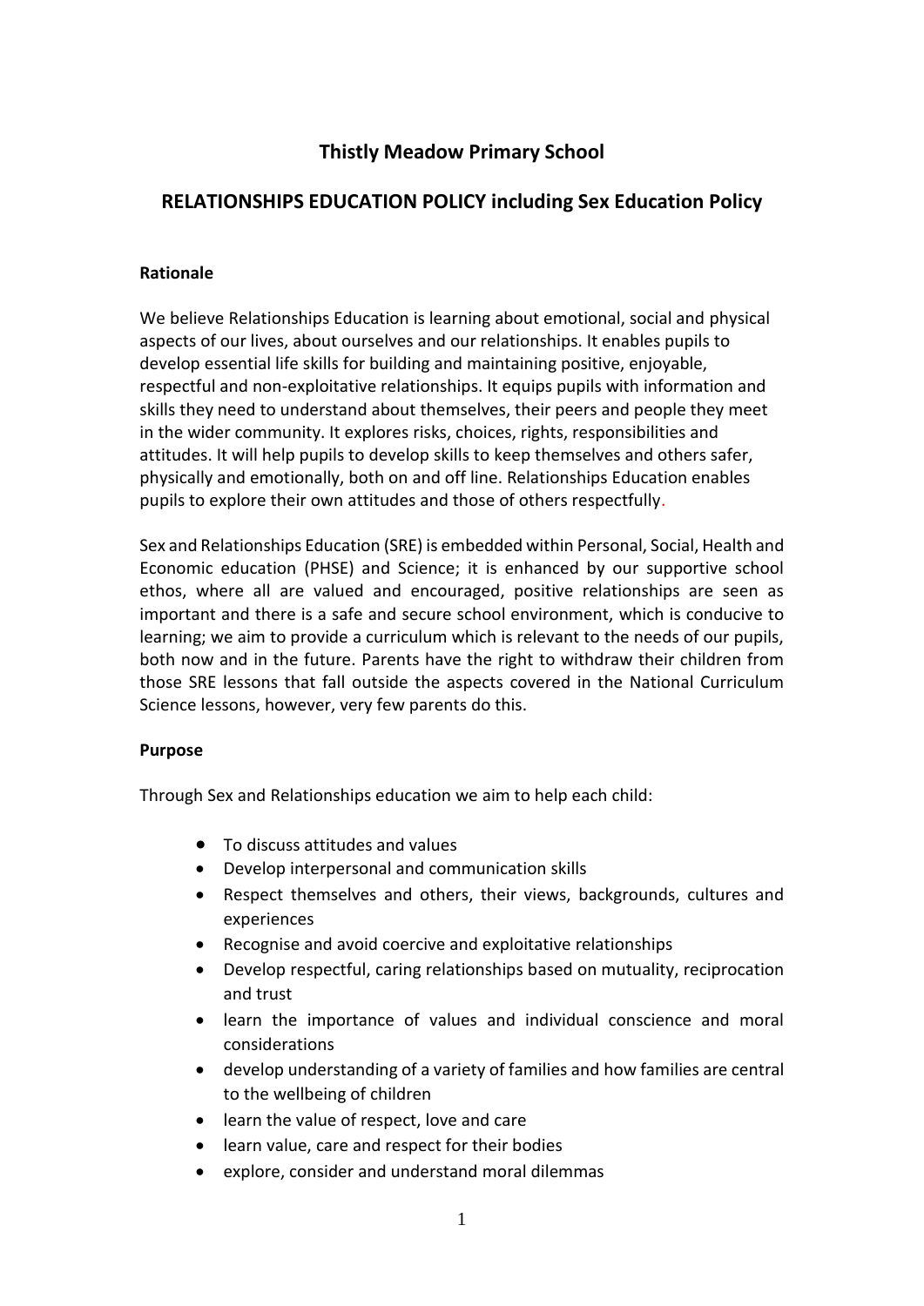# Thistly Meadow Primary School

## RELATIONSHIPS EDUCATION POLICY including Sex Education Policy

**Rationale**

We believe Relationships Education is learning about emotional, social and physical aspects of our lives, about ourselves and our relationships. It enables pupils to develop essential life skills for building and maintaining positive, enjoyable, respectful and non-exploitative relationships. It equips pupils with information and skills they need to understand about themselves, their peers and people they meet in the wider community. It explores risks, choices, rights, responsibilities and attitudes. It will help pupils to develop skills to keep themselves and others safer, physically and emotionally, both on and off line. Relationships Education enables pupils to explore their own attitudes and those of others respectfully.

Sex and Relationships Education (SRE) is embedded within Personal, Social, Health and Economic education (PHSE) and Science; it is enhanced by our supportive school ethos, where all are valued and encouraged, positive relationships are seen as important and there is a safe and secure school environment, which is conducive to learning; we aim to provide a curriculum which is relevant to the needs of our pupils, both now and in the future. Parents have the right to withdraw their children from those SRE lessons that fall outside the aspects covered in the National Curriculum Science lessons, however, very few parents do this.

**Purpose**

Through Sex and Relationships education we aim to help each child:

- To discuss attitudes and values
- Develop interpersonal and communication skills
- Respect themselves and others, their views, backgrounds, cultures and experiences
- Recognise and avoid coercive and exploitative relationships
- Develop respectful, caring relationships based on mutuality, reciprocation and trust
- learn the importance of values and individual conscience and moral considerations
- develop understanding of a variety of families and how families are central to the wellbeing of children
- learn the value of respect, love and care
- learn value, care and respect for their bodies
- explore, consider and understand moral dilemmas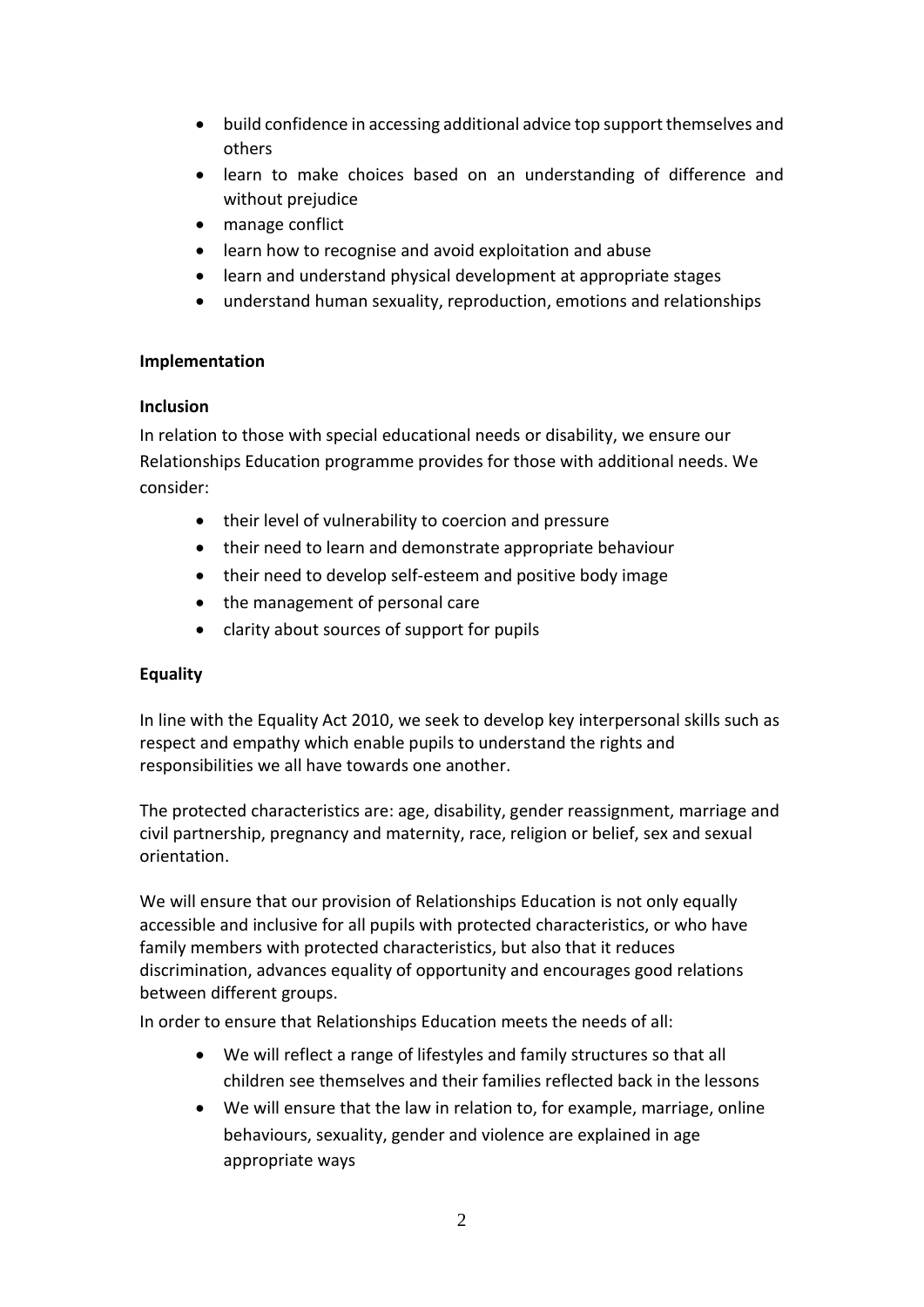- build confidence in accessing additional advice top support themselves and others
- learn to make choices based on an understanding of difference and without prejudice
- manage conflict
- learn how to recognise and avoid exploitation and abuse
- learn and understand physical development at appropriate stages
- understand human sexuality, reproduction, emotions and relationships

**Implementation**

**Inclusion**

In relation to those with special educational needs or disability, we ensure our Relationships Education programme provides for those with additional needs. We consider:

- their level of vulnerability to coercion and pressure
- their need to learn and demonstrate appropriate behaviour
- their need to develop self-esteem and positive body image
- the management of personal care
- clarity about sources of support for pupils

**Equality**

In line with the Equality Act 2010, we seek to develop key interpersonal skills such as respect and empathy which enable pupils to understand the rights and responsibilities we all have towards one another.

The protected characteristics are: age, disability, gender reassignment, marriage and civil partnership, pregnancy and maternity, race, religion or belief, sex and sexual orientation.

We will ensure that our provision of Relationships Education is not only equally accessible and inclusive for all pupils with protected characteristics, or who have family members with protected characteristics, but also that it reduces discrimination, advances equality of opportunity and encourages good relations between different groups.

In order to ensure that Relationships Education meets the needs of all:

- We will reflect a range of lifestyles and family structures so that all children see themselves and their families reflected back in the lessons
- We will ensure that the law in relation to, for example, marriage, online behaviours, sexuality, gender and violence are explained in age appropriate ways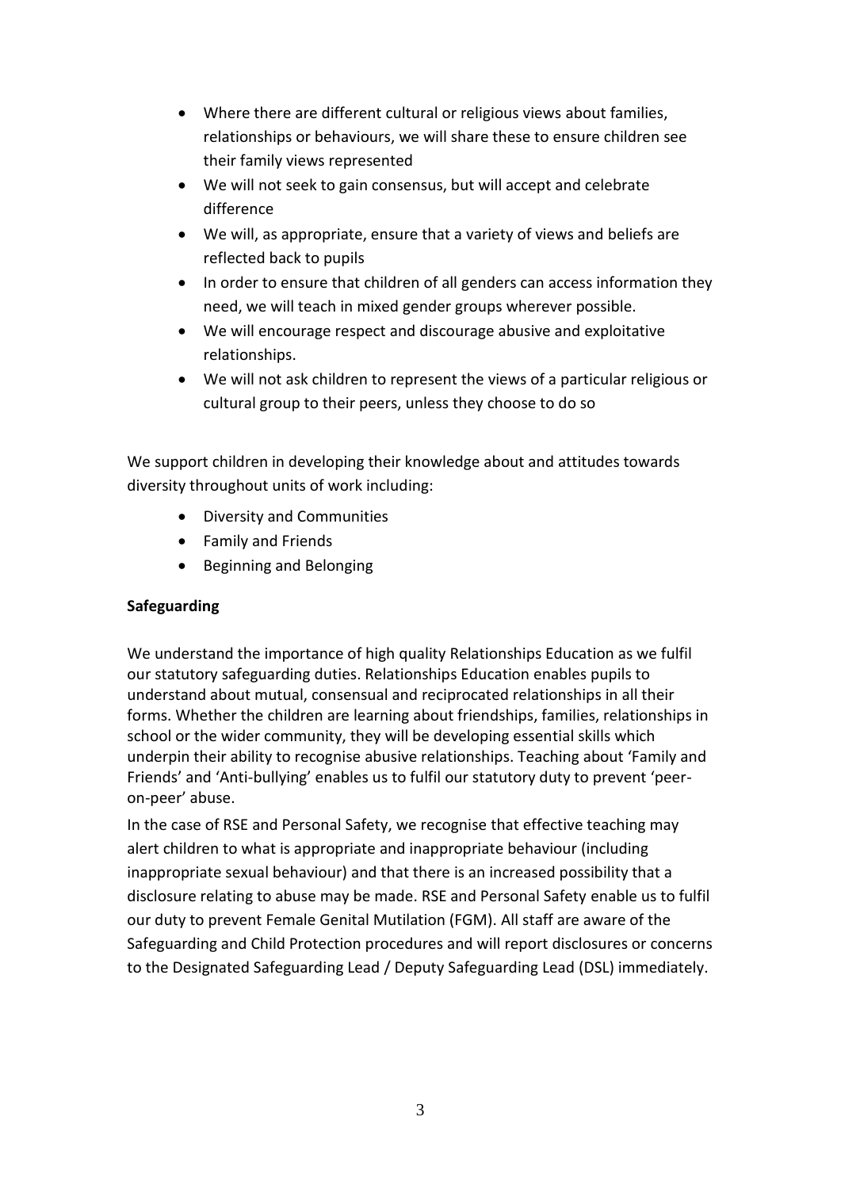- Where there are different cultural or religious views about families, relationships or behaviours, we will share these to ensure children see their family views represented
- We will not seek to gain consensus, but will accept and celebrate difference
- We will, as appropriate, ensure that a variety of views and beliefs are reflected back to pupils
- In order to ensure that children of all genders can access information they need, we will teach in mixed gender groups wherever possible.
- We will encourage respect and discourage abusive and exploitative relationships.
- We will not ask children to represent the views of a particular religious or cultural group to their peers, unless they choose to do so

We support children in developing their knowledge about and attitudes towards diversity throughout units of work including:

- Diversity and Communities
- Family and Friends
- Beginning and Belonging

**Safeguarding**

We understand the importance of high quality Relationships Education as we fulfil our statutory safeguarding duties. Relationships Education enables pupils to understand about mutual, consensual and reciprocated relationships in all their forms. Whether the children are learning about friendships, families, relationships in school or the wider community, they will be developing essential skills which underpin their ability to recognise abusive relationships. Teaching about 'Family and Friends' and 'Anti-bullying' enables us to fulfil our statutory duty to prevent 'peer-on-peer' abuse.

In the case of RSE and Personal Safety, we recognise that effective teaching may alert children to what is appropriate and inappropriate behaviour (including inappropriate sexual behaviour) and that there is an increased possibility that a disclosure relating to abuse may be made. RSE and Personal Safety enable us to fulfil our duty to prevent Female Genital Mutilation (FGM). All staff are aware of the Safeguarding and Child Protection procedures and will report disclosures or concerns to the Designated Safeguarding Lead / Deputy Safeguarding Lead (DSL) immediately.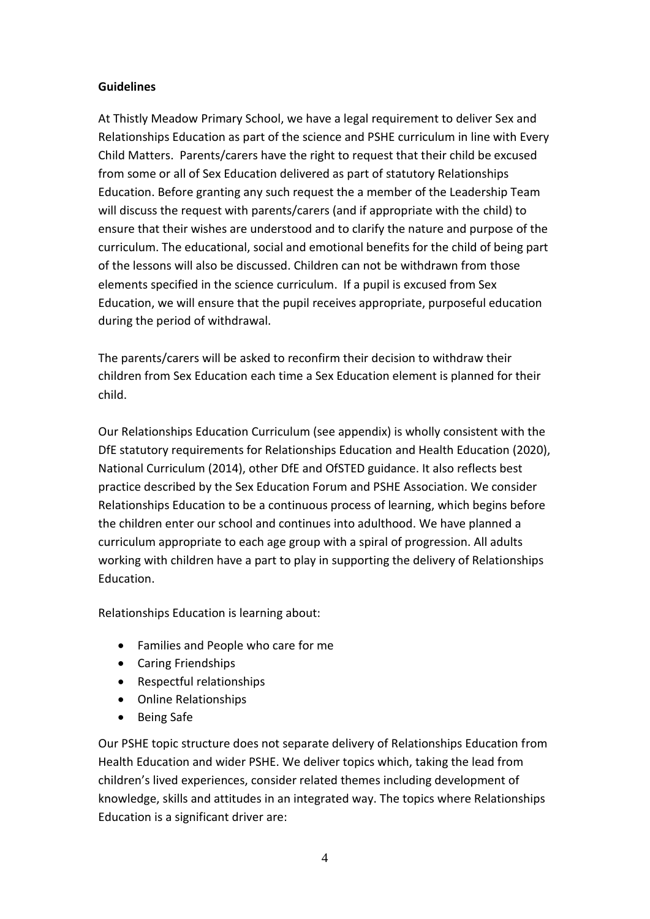**Guidelines**

At Thistly Meadow Primary School, we have a legal requirement to deliver Sex and Relationships Education as part of the science and PSHE curriculum in line with Every Child Matters. Parents/carers have the right to request that their child be excused from some or all of Sex Education delivered as part of statutory Relationships Education. Before granting any such request the a member of the Leadership Team will discuss the request with parents/carers (and if appropriate with the child) to ensure that their wishes are understood and to clarify the nature and purpose of the curriculum. The educational, social and emotional benefits for the child of being part of the lessons will also be discussed. Children can not be withdrawn from those elements specified in the science curriculum. If a pupil is excused from Sex Education, we will ensure that the pupil receives appropriate, purposeful education during the period of withdrawal.

The parents/carers will be asked to reconfirm their decision to withdraw their children from Sex Education each time a Sex Education element is planned for their child.

Our Relationships Education Curriculum (see appendix) is wholly consistent with the DfE statutory requirements for Relationships Education and Health Education (2020), National Curriculum (2014), other DfE and OfSTED guidance. It also reflects best practice described by the Sex Education Forum and PSHE Association. We consider Relationships Education to be a continuous process of learning, which begins before the children enter our school and continues into adulthood. We have planned a curriculum appropriate to each age group with a spiral of progression. All adults working with children have a part to play in supporting the delivery of Relationships Education.

Relationships Education is learning about:

- Families and People who care for me
- Caring Friendships
- Respectful relationships
- Online Relationships
- Being Safe

Our PSHE topic structure does not separate delivery of Relationships Education from Health Education and wider PSHE. We deliver topics which, taking the lead from children's lived experiences, consider related themes including development of knowledge, skills and attitudes in an integrated way. The topics where Relationships Education is a significant driver are: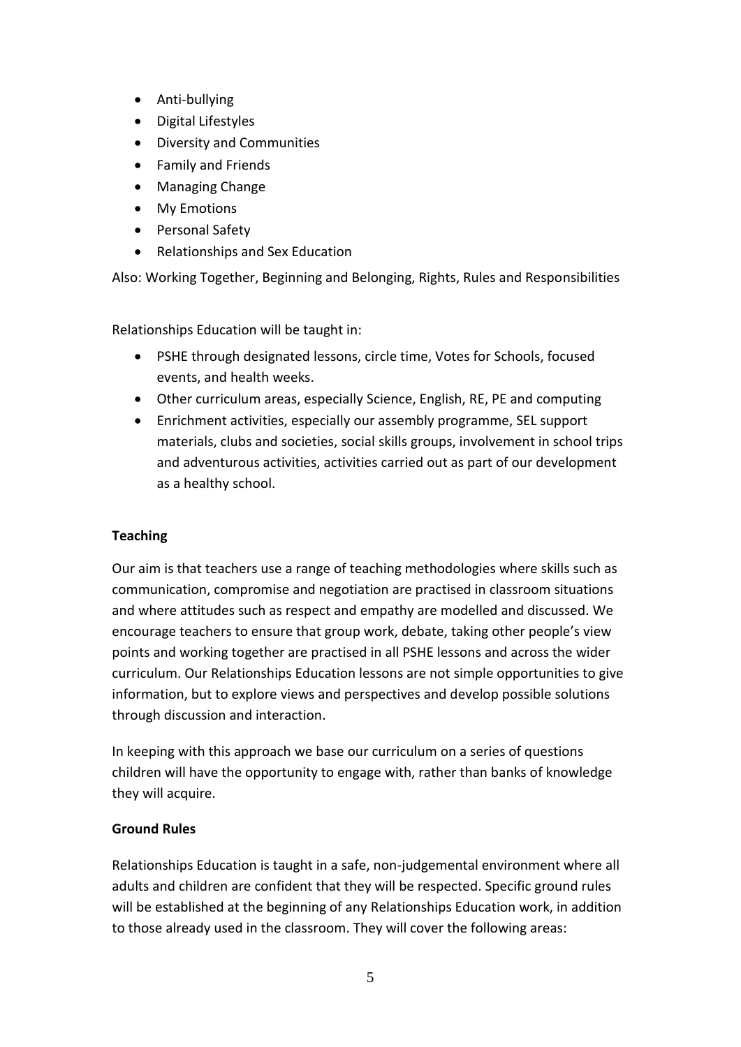- Anti-bullying
- Digital Lifestyles
- Diversity and Communities
- Family and Friends
- Managing Change
- My Emotions
- Personal Safety
- Relationships and Sex Education

Also: Working Together, Beginning and Belonging, Rights, Rules and Responsibilities

Relationships Education will be taught in:

- PSHE through designated lessons, circle time, Votes for Schools, focused events, and health weeks.
- Other curriculum areas, especially Science, English, RE, PE and computing
- Enrichment activities, especially our assembly programme, SEL support materials, clubs and societies, social skills groups, involvement in school trips and adventurous activities, activities carried out as part of our development as a healthy school.

**Teaching**

Our aim is that teachers use a range of teaching methodologies where skills such as communication, compromise and negotiation are practised in classroom situations and where attitudes such as respect and empathy are modelled and discussed. We encourage teachers to ensure that group work, debate, taking other people's view points and working together are practised in all PSHE lessons and across the wider curriculum. Our Relationships Education lessons are not simple opportunities to give information, but to explore views and perspectives and develop possible solutions through discussion and interaction.

In keeping with this approach we base our curriculum on a series of questions children will have the opportunity to engage with, rather than banks of knowledge they will acquire.

**Ground Rules**

Relationships Education is taught in a safe, non-judgemental environment where all adults and children are confident that they will be respected. Specific ground rules will be established at the beginning of any Relationships Education work, in addition to those already used in the classroom. They will cover the following areas: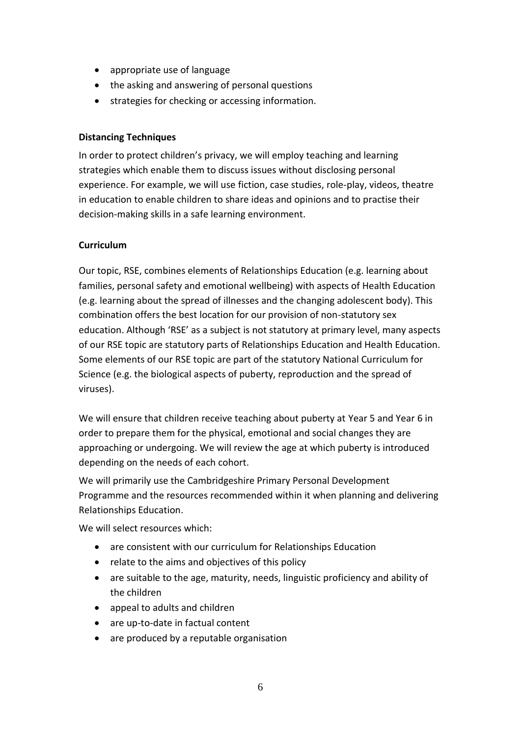- appropriate use of language
- the asking and answering of personal questions
- strategies for checking or accessing information.

**Distancing Techniques**

In order to protect children's privacy, we will employ teaching and learning strategies which enable them to discuss issues without disclosing personal experience. For example, we will use fiction, case studies, role-play, videos, theatre in education to enable children to share ideas and opinions and to practise their decision-making skills in a safe learning environment.

**Curriculum**

Our topic, RSE, combines elements of Relationships Education (e.g. learning about families, personal safety and emotional wellbeing) with aspects of Health Education (e.g. learning about the spread of illnesses and the changing adolescent body). This combination offers the best location for our provision of non-statutory sex education. Although 'RSE' as a subject is not statutory at primary level, many aspects of our RSE topic are statutory parts of Relationships Education and Health Education. Some elements of our RSE topic are part of the statutory National Curriculum for Science (e.g. the biological aspects of puberty, reproduction and the spread of viruses).

We will ensure that children receive teaching about puberty at Year 5 and Year 6 in order to prepare them for the physical, emotional and social changes they are approaching or undergoing. We will review the age at which puberty is introduced depending on the needs of each cohort.

We will primarily use the Cambridgeshire Primary Personal Development Programme and the resources recommended within it when planning and delivering Relationships Education.

We will select resources which:

- are consistent with our curriculum for Relationships Education
- relate to the aims and objectives of this policy
- are suitable to the age, maturity, needs, linguistic proficiency and ability of the children
- appeal to adults and children
- are up-to-date in factual content
- are produced by a reputable organisation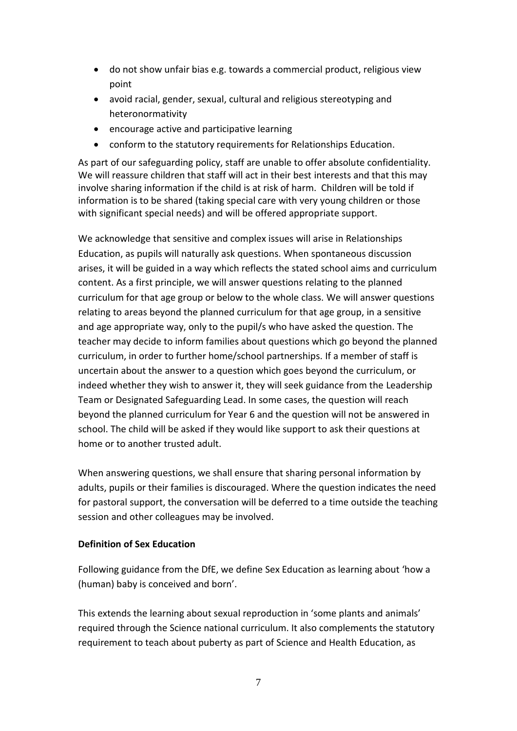- do not show unfair bias e.g. towards a commercial product, religious view point
- avoid racial, gender, sexual, cultural and religious stereotyping and heteronormativity
- encourage active and participative learning
- conform to the statutory requirements for Relationships Education.

As part of our safeguarding policy, staff are unable to offer absolute confidentiality. We will reassure children that staff will act in their best interests and that this may involve sharing information if the child is at risk of harm. Children will be told if information is to be shared (taking special care with very young children or those with significant special needs) and will be offered appropriate support.

We acknowledge that sensitive and complex issues will arise in Relationships Education, as pupils will naturally ask questions. When spontaneous discussion arises, it will be guided in a way which reflects the stated school aims and curriculum content. As a first principle, we will answer questions relating to the planned curriculum for that age group or below to the whole class. We will answer questions relating to areas beyond the planned curriculum for that age group, in a sensitive and age appropriate way, only to the pupil/s who have asked the question. The teacher may decide to inform families about questions which go beyond the planned curriculum, in order to further home/school partnerships. If a member of staff is uncertain about the answer to a question which goes beyond the curriculum, or indeed whether they wish to answer it, they will seek guidance from the Leadership Team or Designated Safeguarding Lead. In some cases, the question will reach beyond the planned curriculum for Year 6 and the question will not be answered in school. The child will be asked if they would like support to ask their questions at home or to another trusted adult.

When answering questions, we shall ensure that sharing personal information by adults, pupils or their families is discouraged. Where the question indicates the need for pastoral support, the conversation will be deferred to a time outside the teaching session and other colleagues may be involved.

**Definition of Sex Education**

Following guidance from the DfE, we define Sex Education as learning about 'how a (human) baby is conceived and born'.

This extends the learning about sexual reproduction in 'some plants and animals' required through the Science national curriculum. It also complements the statutory requirement to teach about puberty as part of Science and Health Education, as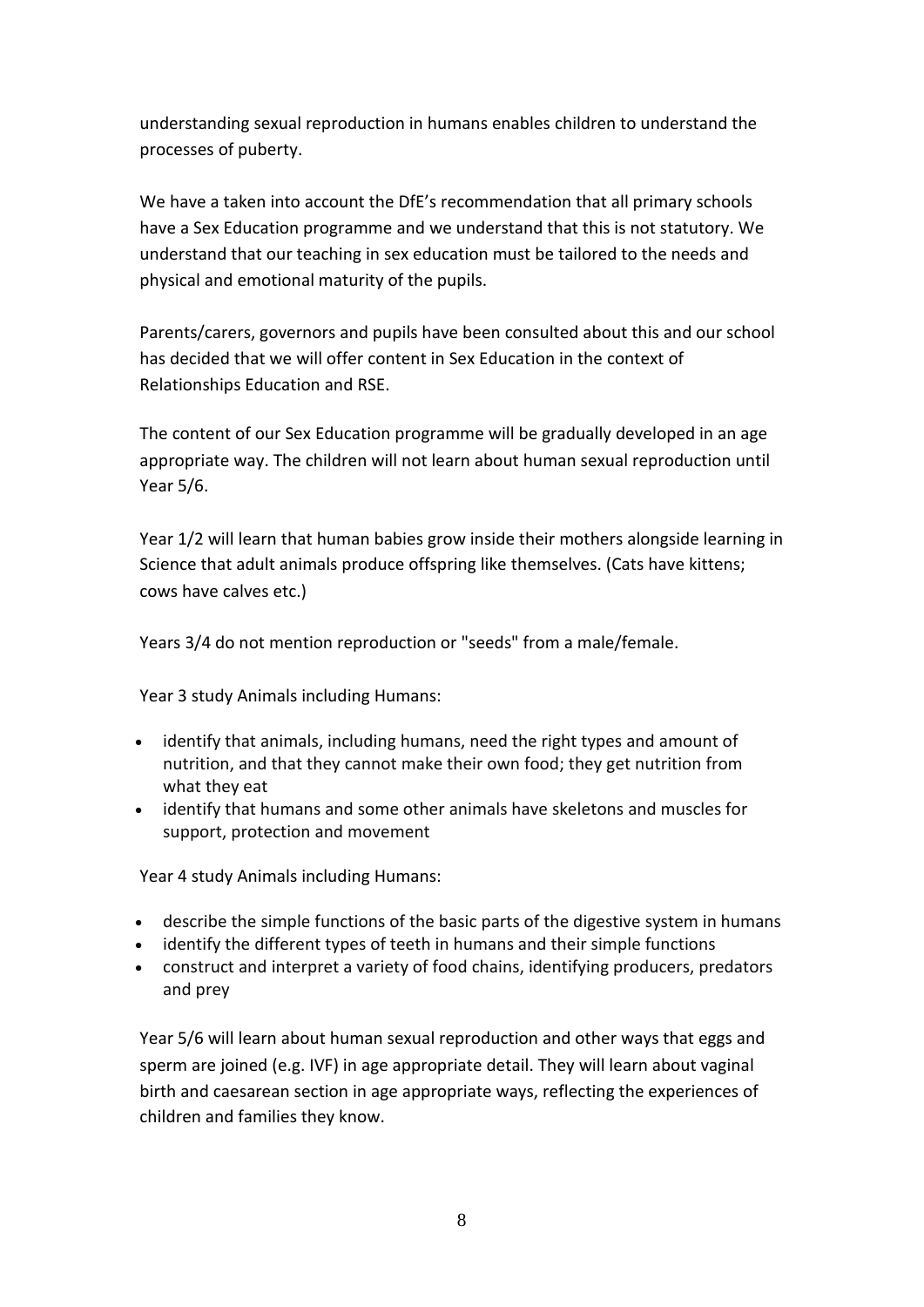understanding sexual reproduction in humans enables children to understand the processes of puberty.

We have a taken into account the DfE's recommendation that all primary schools have a Sex Education programme and we understand that this is not statutory. We understand that our teaching in sex education must be tailored to the needs and physical and emotional maturity of the pupils.

Parents/carers, governors and pupils have been consulted about this and our school has decided that we will offer content in Sex Education in the context of Relationships Education and RSE.

The content of our Sex Education programme will be gradually developed in an age appropriate way. The children will not learn about human sexual reproduction until Year 5/6.

Year 1/2 will learn that human babies grow inside their mothers alongside learning in Science that adult animals produce offspring like themselves. (Cats have kittens; cows have calves etc.)

Years 3/4 do not mention reproduction or "seeds" from a male/female.

Year 3 study Animals including Humans:

- identify that animals, including humans, need the right types and amount of nutrition, and that they cannot make their own food; they get nutrition from what they eat
- identify that humans and some other animals have skeletons and muscles for support, protection and movement

Year 4 study Animals including Humans:

- describe the simple functions of the basic parts of the digestive system in humans
- identify the different types of teeth in humans and their simple functions
- construct and interpret a variety of food chains, identifying producers, predators and prey

Year 5/6 will learn about human sexual reproduction and other ways that eggs and sperm are joined (e.g. IVF) in age appropriate detail. They will learn about vaginal birth and caesarean section in age appropriate ways, reflecting the experiences of children and families they know.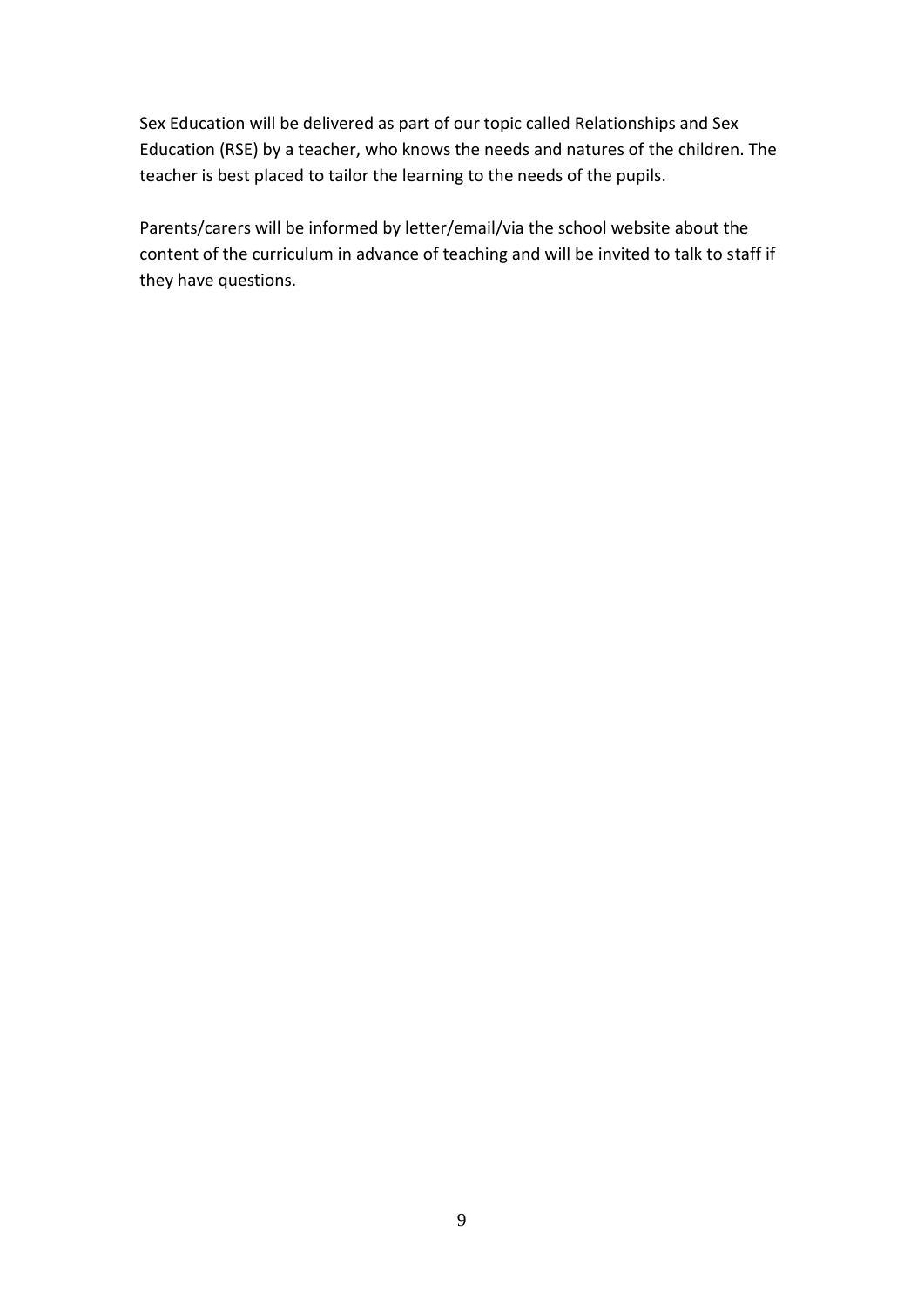Sex Education will be delivered as part of our topic called Relationships and Sex Education (RSE) by a teacher, who knows the needs and natures of the children. The teacher is best placed to tailor the learning to the needs of the pupils.

Parents/carers will be informed by letter/email/via the school website about the content of the curriculum in advance of teaching and will be invited to talk to staff if they have questions.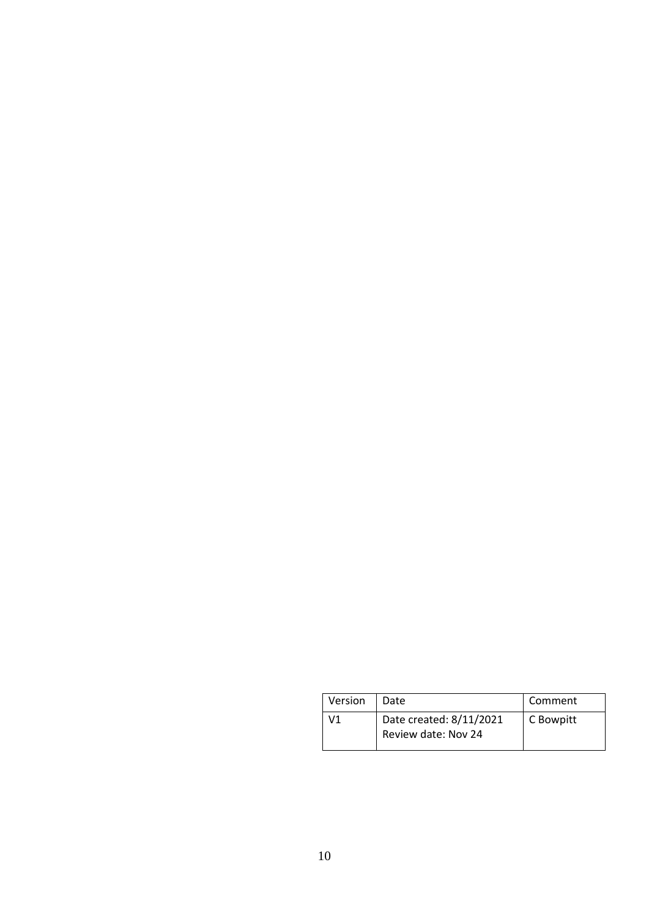| Version | Date | Comment |
|---|---|---|
| V1 | Date created: 8/11/2021<br>Review date: Nov 24 | C Bowpitt |